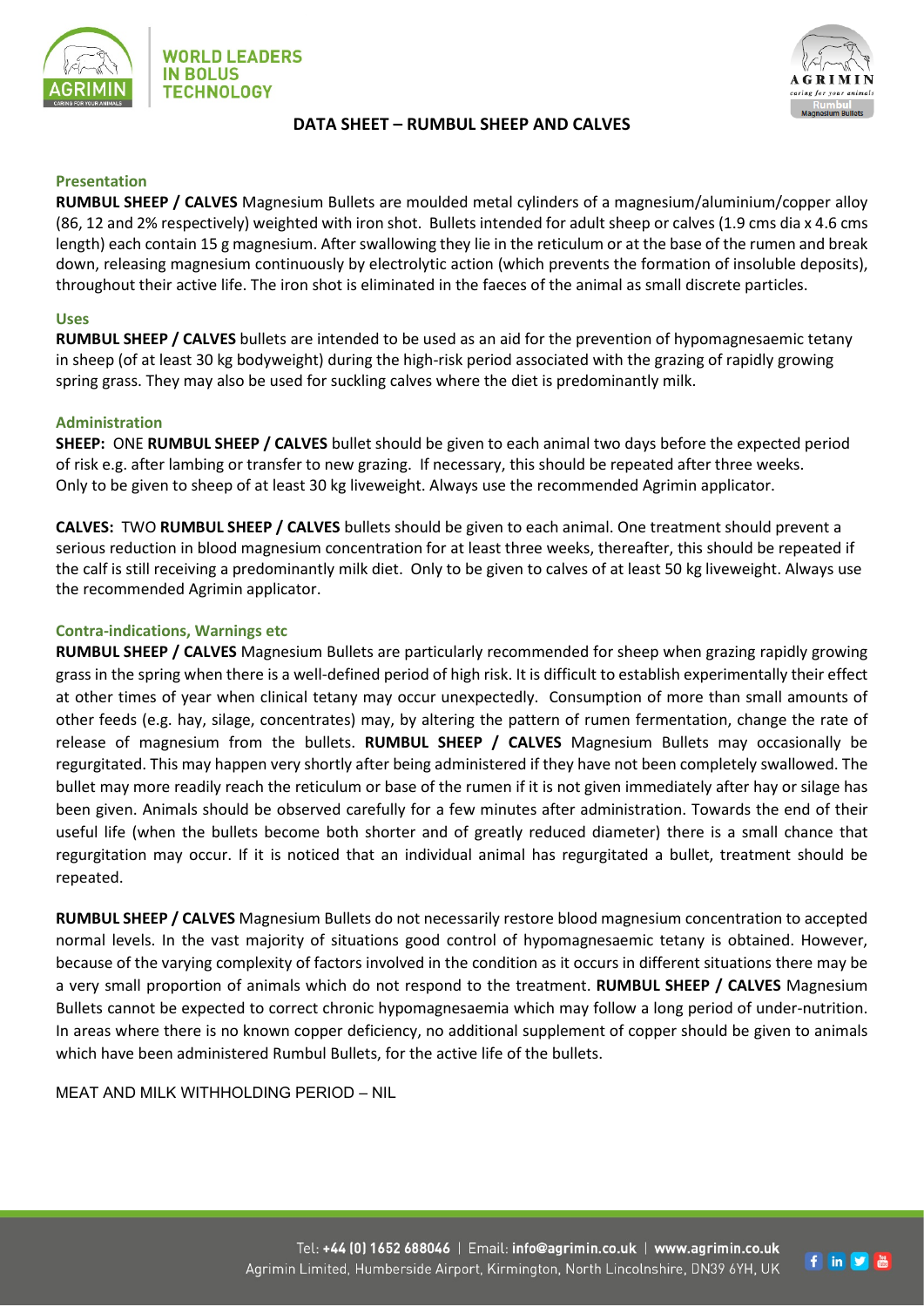# DATA SHEET – RUMBUL SHEEP AND CALVES

### Presentation

**RUMBUL SHEEP / CALVES** Magnesium Bullets are moulded metal cylinders of a magnesium/aluminium/copper alloy (86, 12 and 2% respectively) weighted with iron shot. Bullets intended for adult sheep or calves (1.9 cms dia x 4.6 cms length) each contain 15 g magnesium. After swallowing they lie in the reticulum or at the base of the rumen and break down, releasing magnesium continuously by electrolytic action (which prevents the formation of insoluble deposits), throughout their active life. The iron shot is eliminated in the faeces of the animal as small discrete particles.

### Uses

**RUMBUL SHEEP / CALVES** bullets are intended to be used as an aid for the prevention of hypomagnesaemic tetany in sheep (of at least 30 kg bodyweight) during the high-risk period associated with the grazing of rapidly growing spring grass. They may also be used for suckling calves where the diet is predominantly milk.

### Administration

**SHEEP:** ONE **RUMBUL SHEEP / CALVES** bullet should be given to each animal two days before the expected period of risk e.g. after lambing or transfer to new grazing. If necessary, this should be repeated after three weeks. Only to be given to sheep of at least 30 kg liveweight. Always use the recommended Agrimin applicator.

**CALVES:** TWO **RUMBUL SHEEP / CALVES** bullets should be given to each animal. One treatment should prevent a serious reduction in blood magnesium concentration for at least three weeks, thereafter, this should be repeated if the calf is still receiving a predominantly milk diet. Only to be given to calves of at least 50 kg liveweight. Always use the recommended Agrimin applicator.

### Contra-indications, Warnings etc

**RUMBUL SHEEP / CALVES** Magnesium Bullets are particularly recommended for sheep when grazing rapidly growing grass in the spring when there is a well-defined period of high risk. It is difficult to establish experimentally their effect at other times of year when clinical tetany may occur unexpectedly. Consumption of more than small amounts of other feeds (e.g. hay, silage, concentrates) may, by altering the pattern of rumen fermentation, change the rate of release of magnesium from the bullets. **RUMBUL SHEEP / CALVES** Magnesium Bullets may occasionally be regurgitated. This may happen very shortly after being administered if they have not been completely swallowed. The bullet may more readily reach the reticulum or base of the rumen if it is not given immediately after hay or silage has been given. Animals should be observed carefully for a few minutes after administration. Towards the end of their useful life (when the bullets become both shorter and of greatly reduced diameter) there is a small chance that regurgitation may occur. If it is noticed that an individual animal has regurgitated a bullet, treatment should be repeated.

**RUMBUL SHEEP / CALVES** Magnesium Bullets do not necessarily restore blood magnesium concentration to accepted normal levels. In the vast majority of situations good control of hypomagnesaemic tetany is obtained. However, because of the varying complexity of factors involved in the condition as it occurs in different situations there may be a very small proportion of animals which do not respond to the treatment. **RUMBUL SHEEP / CALVES** Magnesium Bullets cannot be expected to correct chronic hypomagnesaemia which may follow a long period of under-nutrition. In areas where there is no known copper deficiency, no additional supplement of copper should be given to animals which have been administered Rumbul Bullets, for the active life of the bullets.

MEAT AND MILK WITHHOLDING PERIOD – NIL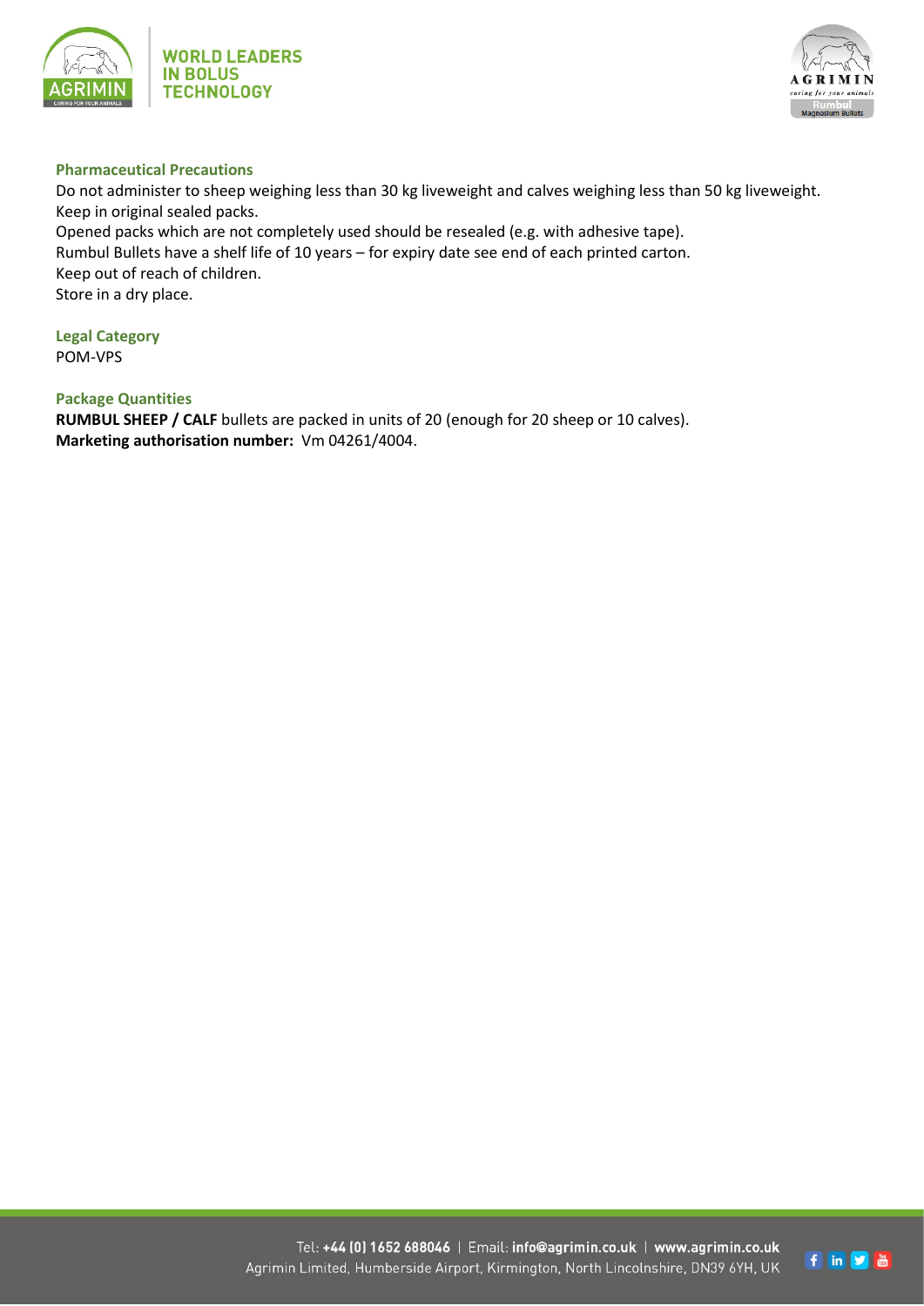### Pharmaceutical Precautions

Do not administer to sheep weighing less than 30 kg liveweight and calves weighing less than 50 kg liveweight.
Keep in original sealed packs.
Opened packs which are not completely used should be resealed (e.g. with adhesive tape).
Rumbul Bullets have a shelf life of 10 years – for expiry date see end of each printed carton.
Keep out of reach of children.
Store in a dry place.

### Legal Category

POM-VPS

### Package Quantities

**RUMBUL SHEEP / CALF** bullets are packed in units of 20 (enough for 20 sheep or 10 calves).
**Marketing authorisation number:** Vm 04261/4004.